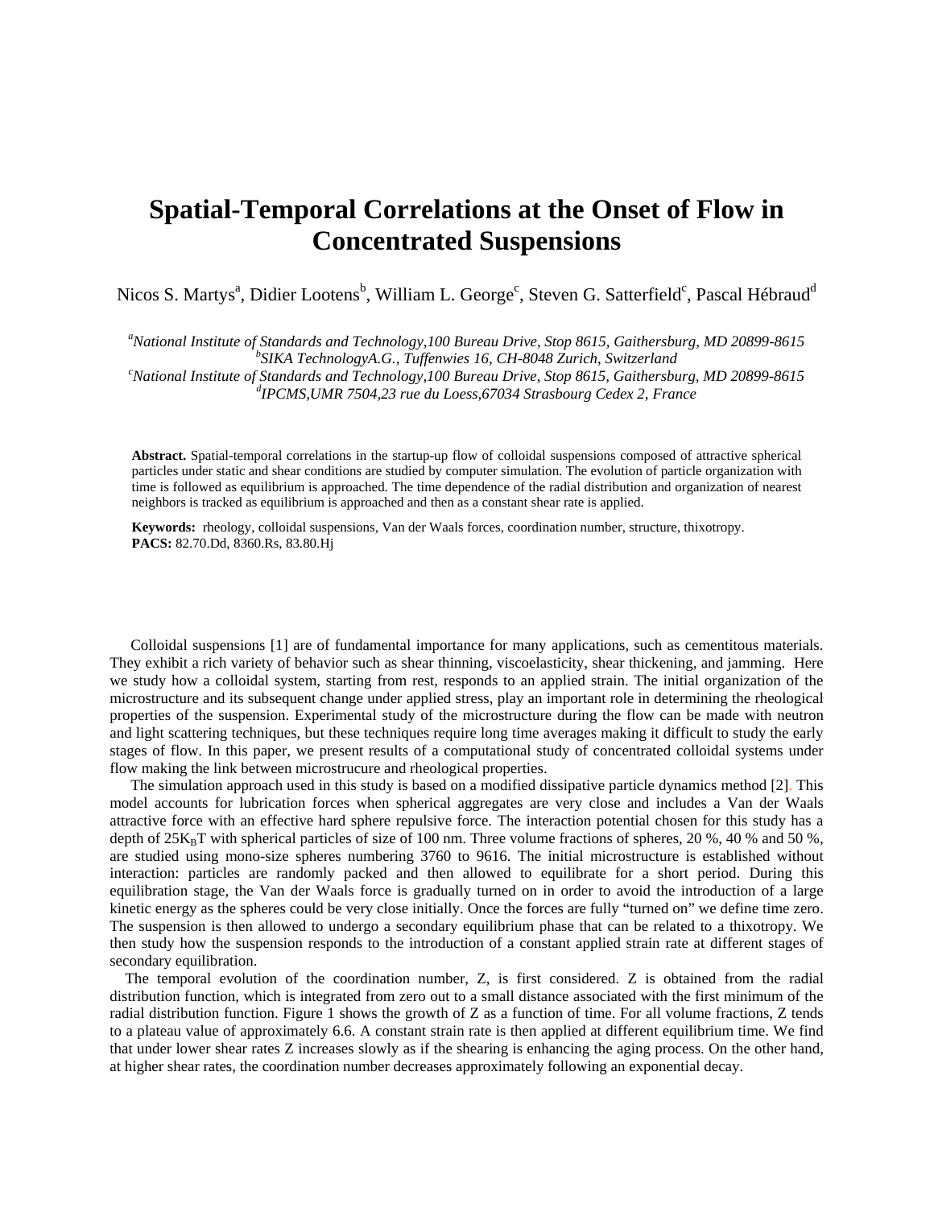# Spatial-Temporal Correlations at the Onset of Flow in Concentrated Suspensions

Nicos S. Martys[a], Didier Lootens[b], William L. George[c], Steven G. Satterfield[c], Pascal Hébraud[d]

[a]*National Institute of Standards and Technology,100 Bureau Drive, Stop 8615, Gaithersburg, MD 20899-8615*
[b]*SIKA TechnologyA.G., Tuffenwies 16, CH-8048 Zurich, Switzerland*
[c]*National Institute of Standards and Technology,100 Bureau Drive, Stop 8615, Gaithersburg, MD 20899-8615*
[d]*IPCMS,UMR 7504,23 rue du Loess,67034 Strasbourg Cedex 2, France*

**Abstract.** Spatial-temporal correlations in the startup-up flow of colloidal suspensions composed of attractive spherical particles under static and shear conditions are studied by computer simulation. The evolution of particle organization with time is followed as equilibrium is approached. The time dependence of the radial distribution and organization of nearest neighbors is tracked as equilibrium is approached and then as a constant shear rate is applied.

**Keywords:** rheology, colloidal suspensions, Van der Waals forces, coordination number, structure, thixotropy.
**PACS:** 82.70.Dd, 8360.Rs, 83.80.Hj

Colloidal suspensions [1] are of fundamental importance for many applications, such as cementitous materials. They exhibit a rich variety of behavior such as shear thinning, viscoelasticity, shear thickening, and jamming. Here we study how a colloidal system, starting from rest, responds to an applied strain. The initial organization of the microstructure and its subsequent change under applied stress, play an important role in determining the rheological properties of the suspension. Experimental study of the microstructure during the flow can be made with neutron and light scattering techniques, but these techniques require long time averages making it difficult to study the early stages of flow. In this paper, we present results of a computational study of concentrated colloidal systems under flow making the link between microstrucure and rheological properties.

The simulation approach used in this study is based on a modified dissipative particle dynamics method [2]. This model accounts for lubrication forces when spherical aggregates are very close and includes a Van der Waals attractive force with an effective hard sphere repulsive force. The interaction potential chosen for this study has a depth of $25K_BT$ with spherical particles of size of 100 nm. Three volume fractions of spheres, 20 %, 40 % and 50 %, are studied using mono-size spheres numbering 3760 to 9616. The initial microstructure is established without interaction: particles are randomly packed and then allowed to equilibrate for a short period. During this equilibration stage, the Van der Waals force is gradually turned on in order to avoid the introduction of a large kinetic energy as the spheres could be very close initially. Once the forces are fully "turned on" we define time zero. The suspension is then allowed to undergo a secondary equilibrium phase that can be related to a thixotropy. We then study how the suspension responds to the introduction of a constant applied strain rate at different stages of secondary equilibration.

The temporal evolution of the coordination number, Z, is first considered. Z is obtained from the radial distribution function, which is integrated from zero out to a small distance associated with the first minimum of the radial distribution function. Figure 1 shows the growth of Z as a function of time. For all volume fractions, Z tends to a plateau value of approximately 6.6. A constant strain rate is then applied at different equilibrium time. We find that under lower shear rates Z increases slowly as if the shearing is enhancing the aging process. On the other hand, at higher shear rates, the coordination number decreases approximately following an exponential decay.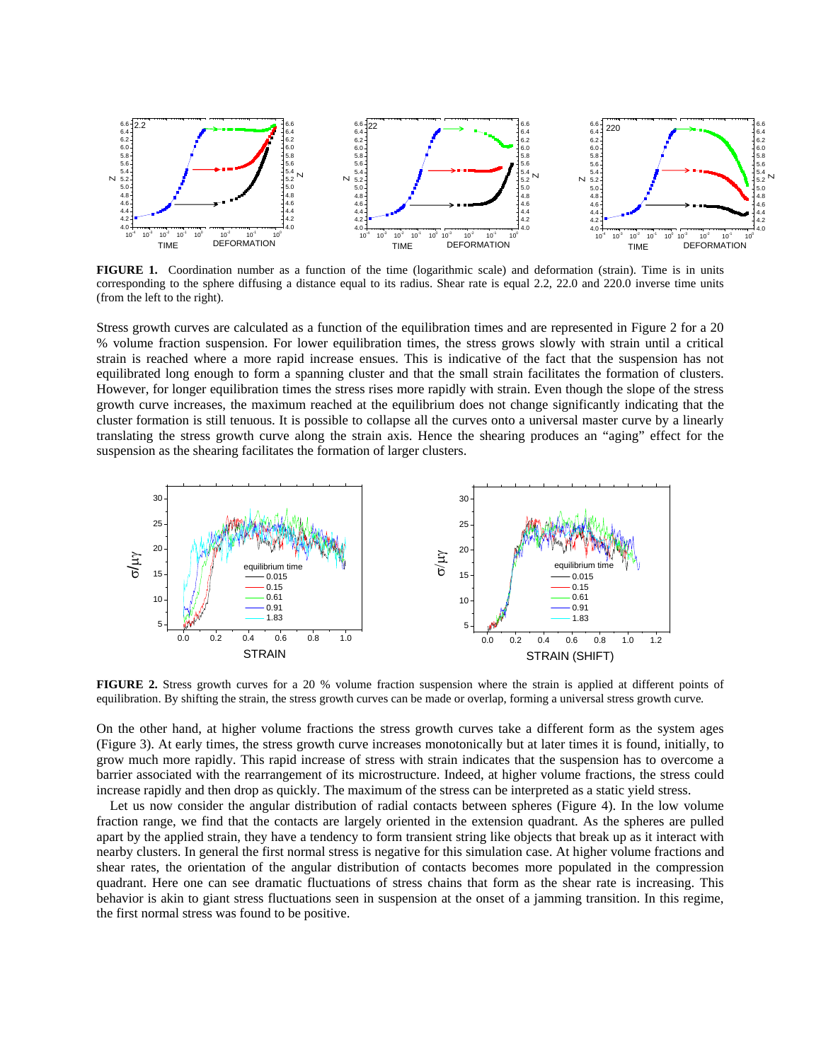**FIGURE 1.** Coordination number as a function of the time (logarithmic scale) and deformation (strain). Time is in units corresponding to the sphere diffusing a distance equal to its radius. Shear rate is equal 2.2, 22.0 and 220.0 inverse time units (from the left to the right).

Stress growth curves are calculated as a function of the equilibration times and are represented in Figure 2 for a 20 % volume fraction suspension. For lower equilibration times, the stress grows slowly with strain until a critical strain is reached where a more rapid increase ensues. This is indicative of the fact that the suspension has not equilibrated long enough to form a spanning cluster and that the small strain facilitates the formation of clusters. However, for longer equilibration times the stress rises more rapidly with strain. Even though the slope of the stress growth curve increases, the maximum reached at the equilibrium does not change significantly indicating that the cluster formation is still tenuous. It is possible to collapse all the curves onto a universal master curve by a linearly translating the stress growth curve along the strain axis. Hence the shearing produces an "aging" effect for the suspension as the shearing facilitates the formation of larger clusters.

**FIGURE 2.** Stress growth curves for a 20 % volume fraction suspension where the strain is applied at different points of equilibration. By shifting the strain, the stress growth curves can be made or overlap, forming a universal stress growth curve.

On the other hand, at higher volume fractions the stress growth curves take a different form as the system ages (Figure 3). At early times, the stress growth curve increases monotonically but at later times it is found, initially, to grow much more rapidly. This rapid increase of stress with strain indicates that the suspension has to overcome a barrier associated with the rearrangement of its microstructure. Indeed, at higher volume fractions, the stress could increase rapidly and then drop as quickly. The maximum of the stress can be interpreted as a static yield stress.

Let us now consider the angular distribution of radial contacts between spheres (Figure 4). In the low volume fraction range, we find that the contacts are largely oriented in the extension quadrant. As the spheres are pulled apart by the applied strain, they have a tendency to form transient string like objects that break up as it interact with nearby clusters. In general the first normal stress is negative for this simulation case. At higher volume fractions and shear rates, the orientation of the angular distribution of contacts becomes more populated in the compression quadrant. Here one can see dramatic fluctuations of stress chains that form as the shear rate is increasing. This behavior is akin to giant stress fluctuations seen in suspension at the onset of a jamming transition. In this regime, the first normal stress was found to be positive.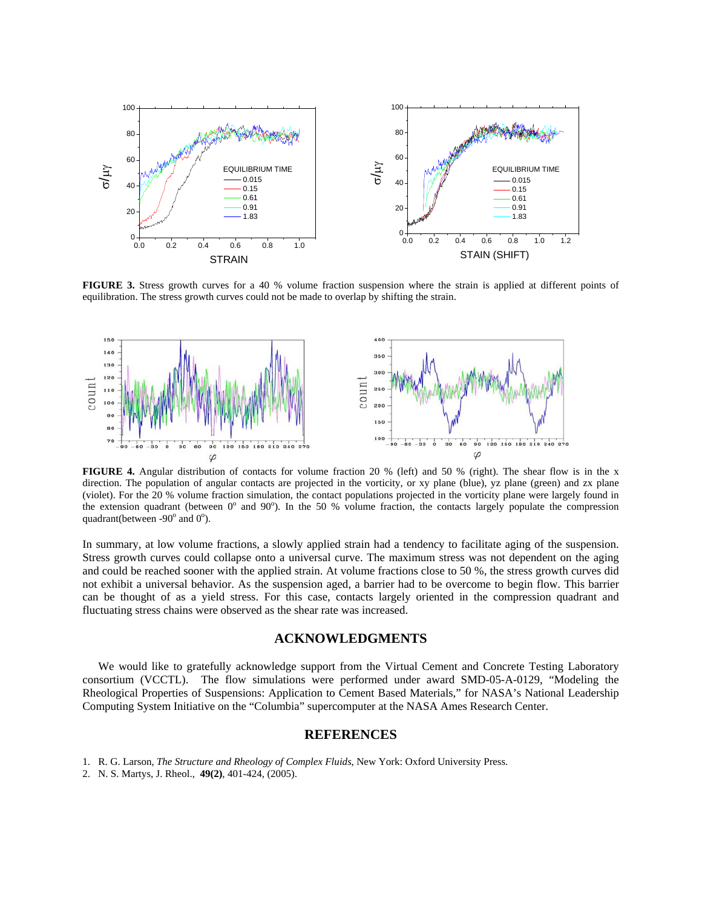100
80
60
40
20
0
0.0 0.2 0.4 0.6 0.8 1.0
$\sigma/\mu\gamma$
STRAIN
EQUILIBRIUM TIME
0.015
0.15
0.61
0.91
1.83

100
80
60
40
20
0
0.0 0.2 0.4 0.6 0.8 1.0 1.2
$\sigma/\mu\gamma$
STAIN (SHIFT)
EQUILIBRIUM TIME
0.015
0.15
0.61
0.91
1.83

**FIGURE 3.** Stress growth curves for a 40 % volume fraction suspension where the strain is applied at different points of equilibration. The stress growth curves could not be made to overlap by shifting the strain.

150
140
130
120
110
100
90
80
70
−90 −60 −30 0 30 60 90 120 150 180 210 240 270
count
$\varphi$

400
350
300
250
200
150
100
−90 −60 −30 0 30 60 90 120 150 180 210 240 270
count
$\varphi$

**FIGURE 4.** Angular distribution of contacts for volume fraction 20 % (left) and 50 % (right). The shear flow is in the x direction. The population of angular contacts are projected in the vorticity, or xy plane (blue), yz plane (green) and zx plane (violet). For the 20 % volume fraction simulation, the contact populations projected in the vorticity plane were largely found in the extension quadrant (between $0^o$ and $90^o$). In the 50 % volume fraction, the contacts largely populate the compression quadrant(between $-90^o$ and $0^o$).

In summary, at low volume fractions, a slowly applied strain had a tendency to facilitate aging of the suspension. Stress growth curves could collapse onto a universal curve. The maximum stress was not dependent on the aging and could be reached sooner with the applied strain. At volume fractions close to 50 %, the stress growth curves did not exhibit a universal behavior. As the suspension aged, a barrier had to be overcome to begin flow. This barrier can be thought of as a yield stress. For this case, contacts largely oriented in the compression quadrant and fluctuating stress chains were observed as the shear rate was increased.

## ACKNOWLEDGMENTS

We would like to gratefully acknowledge support from the Virtual Cement and Concrete Testing Laboratory consortium (VCCTL). The flow simulations were performed under award SMD-05-A-0129, "Modeling the Rheological Properties of Suspensions: Application to Cement Based Materials," for NASA's National Leadership Computing System Initiative on the "Columbia" supercomputer at the NASA Ames Research Center.

## REFERENCES

1. R. G. Larson, *The Structure and Rheology of Complex Fluids*, New York: Oxford University Press.
2. N. S. Martys, J. Rheol., **49(2)**, 401-424, (2005).